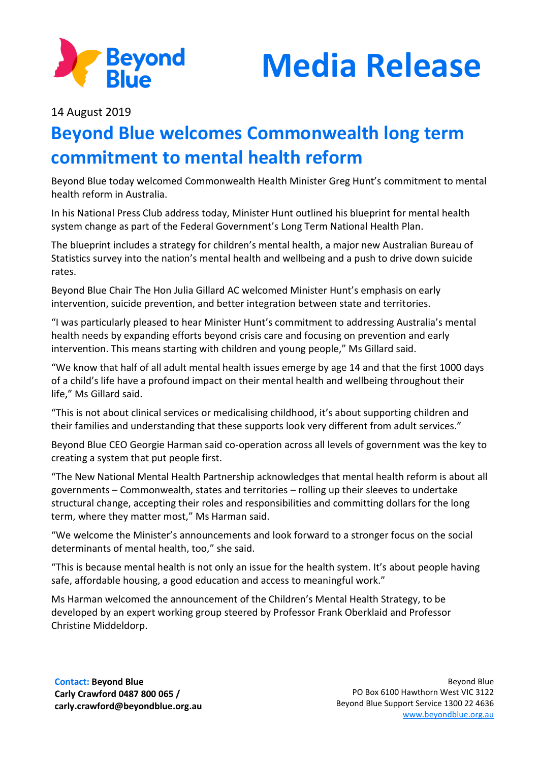Beyond Blue

# Media Release

14 August 2019

## Beyond Blue welcomes Commonwealth long term commitment to mental health reform

Beyond Blue today welcomed Commonwealth Health Minister Greg Hunt's commitment to mental health reform in Australia.

In his National Press Club address today, Minister Hunt outlined his blueprint for mental health system change as part of the Federal Government's Long Term National Health Plan.

The blueprint includes a strategy for children's mental health, a major new Australian Bureau of Statistics survey into the nation's mental health and wellbeing and a push to drive down suicide rates.

Beyond Blue Chair The Hon Julia Gillard AC welcomed Minister Hunt's emphasis on early intervention, suicide prevention, and better integration between state and territories.

"I was particularly pleased to hear Minister Hunt's commitment to addressing Australia's mental health needs by expanding efforts beyond crisis care and focusing on prevention and early intervention. This means starting with children and young people," Ms Gillard said.

"We know that half of all adult mental health issues emerge by age 14 and that the first 1000 days of a child's life have a profound impact on their mental health and wellbeing throughout their life," Ms Gillard said.

"This is not about clinical services or medicalising childhood, it's about supporting children and their families and understanding that these supports look very different from adult services."

Beyond Blue CEO Georgie Harman said co-operation across all levels of government was the key to creating a system that put people first.

"The New National Mental Health Partnership acknowledges that mental health reform is about all governments – Commonwealth, states and territories – rolling up their sleeves to undertake structural change, accepting their roles and responsibilities and committing dollars for the long term, where they matter most," Ms Harman said.

"We welcome the Minister's announcements and look forward to a stronger focus on the social determinants of mental health, too," she said.

"This is because mental health is not only an issue for the health system. It's about people having safe, affordable housing, a good education and access to meaningful work."

Ms Harman welcomed the announcement of the Children's Mental Health Strategy, to be developed by an expert working group steered by Professor Frank Oberklaid and Professor Christine Middeldorp.

**Contact: Beyond Blue**
**Carly Crawford 0487 800 065 / carly.crawford@beyondblue.org.au**

Beyond Blue
PO Box 6100 Hawthorn West VIC 3122
Beyond Blue Support Service 1300 22 4636
www.beyondblue.org.au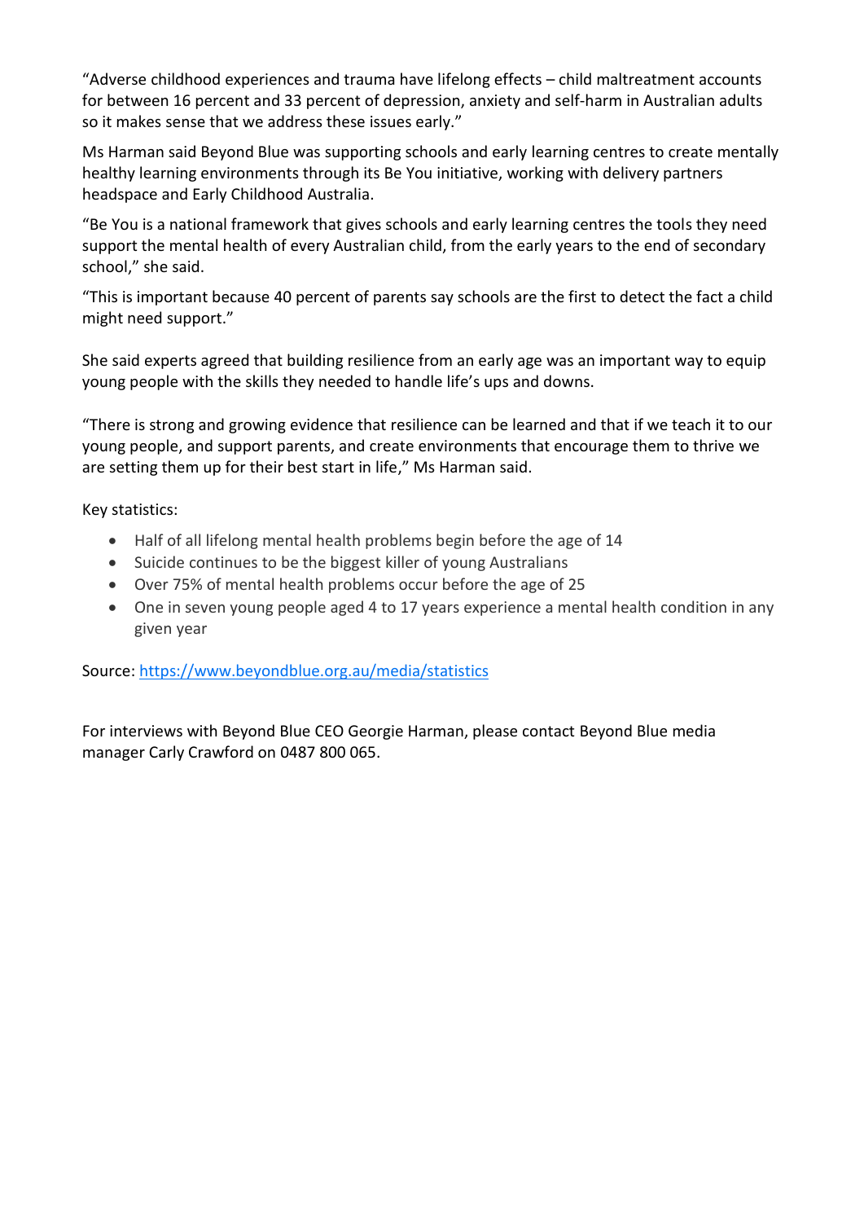"Adverse childhood experiences and trauma have lifelong effects – child maltreatment accounts for between 16 percent and 33 percent of depression, anxiety and self-harm in Australian adults so it makes sense that we address these issues early."

Ms Harman said Beyond Blue was supporting schools and early learning centres to create mentally healthy learning environments through its Be You initiative, working with delivery partners headspace and Early Childhood Australia.

"Be You is a national framework that gives schools and early learning centres the tools they need support the mental health of every Australian child, from the early years to the end of secondary school," she said.

"This is important because 40 percent of parents say schools are the first to detect the fact a child might need support."

She said experts agreed that building resilience from an early age was an important way to equip young people with the skills they needed to handle life's ups and downs.

"There is strong and growing evidence that resilience can be learned and that if we teach it to our young people, and support parents, and create environments that encourage them to thrive we are setting them up for their best start in life," Ms Harman said.

Key statistics:

- Half of all lifelong mental health problems begin before the age of 14
- Suicide continues to be the biggest killer of young Australians
- Over 75% of mental health problems occur before the age of 25
- One in seven young people aged 4 to 17 years experience a mental health condition in any given year

Source: https://www.beyondblue.org.au/media/statistics

For interviews with Beyond Blue CEO Georgie Harman, please contact Beyond Blue media manager Carly Crawford on 0487 800 065.